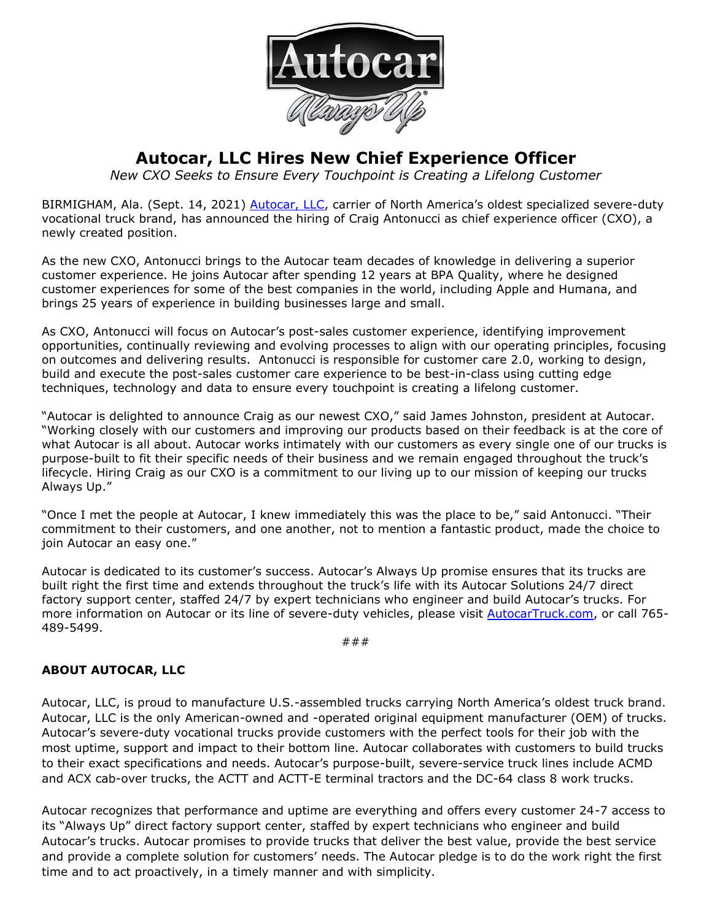# Autocar, LLC Hires New Chief Experience Officer

*New CXO Seeks to Ensure Every Touchpoint is Creating a Lifelong Customer*

BIRMIGHAM, Ala. (Sept. 14, 2021) Autocar, LLC, carrier of North America's oldest specialized severe-duty vocational truck brand, has announced the hiring of Craig Antonucci as chief experience officer (CXO), a newly created position.

As the new CXO, Antonucci brings to the Autocar team decades of knowledge in delivering a superior customer experience. He joins Autocar after spending 12 years at BPA Quality, where he designed customer experiences for some of the best companies in the world, including Apple and Humana, and brings 25 years of experience in building businesses large and small.

As CXO, Antonucci will focus on Autocar's post-sales customer experience, identifying improvement opportunities, continually reviewing and evolving processes to align with our operating principles, focusing on outcomes and delivering results. Antonucci is responsible for customer care 2.0, working to design, build and execute the post-sales customer care experience to be best-in-class using cutting edge techniques, technology and data to ensure every touchpoint is creating a lifelong customer.

"Autocar is delighted to announce Craig as our newest CXO," said James Johnston, president at Autocar. "Working closely with our customers and improving our products based on their feedback is at the core of what Autocar is all about. Autocar works intimately with our customers as every single one of our trucks is purpose-built to fit their specific needs of their business and we remain engaged throughout the truck's lifecycle. Hiring Craig as our CXO is a commitment to our living up to our mission of keeping our trucks Always Up."

"Once I met the people at Autocar, I knew immediately this was the place to be," said Antonucci. "Their commitment to their customers, and one another, not to mention a fantastic product, made the choice to join Autocar an easy one."

Autocar is dedicated to its customer's success. Autocar's Always Up promise ensures that its trucks are built right the first time and extends throughout the truck's life with its Autocar Solutions 24/7 direct factory support center, staffed 24/7 by expert technicians who engineer and build Autocar's trucks. For more information on Autocar or its line of severe-duty vehicles, please visit AutocarTruck.com, or call 765-489-5499.

###

## ABOUT AUTOCAR, LLC

Autocar, LLC, is proud to manufacture U.S.-assembled trucks carrying North America's oldest truck brand. Autocar, LLC is the only American-owned and -operated original equipment manufacturer (OEM) of trucks. Autocar's severe-duty vocational trucks provide customers with the perfect tools for their job with the most uptime, support and impact to their bottom line. Autocar collaborates with customers to build trucks to their exact specifications and needs. Autocar's purpose-built, severe-service truck lines include ACMD and ACX cab-over trucks, the ACTT and ACTT-E terminal tractors and the DC-64 class 8 work trucks.

Autocar recognizes that performance and uptime are everything and offers every customer 24-7 access to its "Always Up" direct factory support center, staffed by expert technicians who engineer and build Autocar's trucks. Autocar promises to provide trucks that deliver the best value, provide the best service and provide a complete solution for customers' needs. The Autocar pledge is to do the work right the first time and to act proactively, in a timely manner and with simplicity.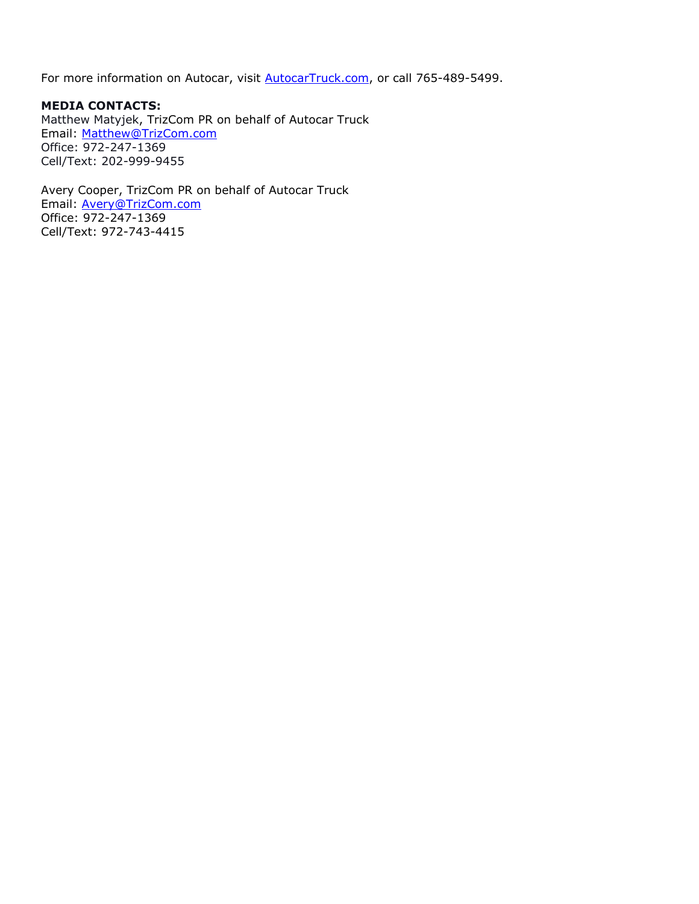For more information on Autocar, visit [AutocarTruck.com](AutocarTruck.com), or call 765-489-5499.

**MEDIA CONTACTS:**
Matthew Matyjek, TrizCom PR on behalf of Autocar Truck
Email: Matthew@TrizCom.com
Office: 972-247-1369
Cell/Text: 202-999-9455

Avery Cooper, TrizCom PR on behalf of Autocar Truck
Email: Avery@TrizCom.com
Office: 972-247-1369
Cell/Text: 972-743-4415